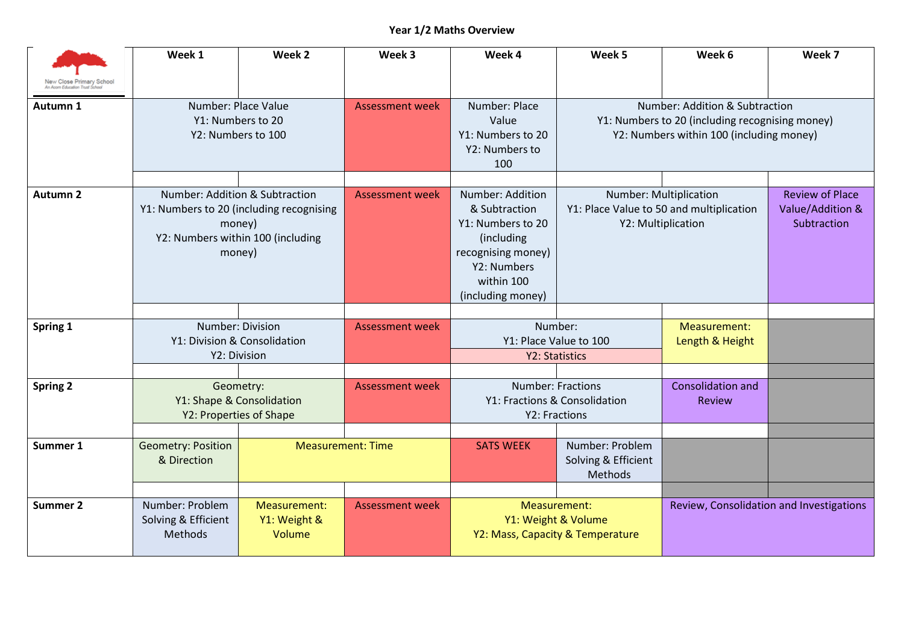# Year 1/2 Maths Overview

| New Close Primary School<br>An Acorn Education Trust School | Week 1 | Week 2 | Week 3 | Week 4 | Week 5 | Week 6 | Week 7 |
|---|---|---|---|---|---|---|---|
| **Autumn 1** | Number: Place Value<br>Y1: Numbers to 20<br>Y2: Numbers to 100 | | Assessment week | Number: Place Value<br>Y1: Numbers to 20<br>Y2: Numbers to 100 | Number: Addition & Subtraction<br>Y1: Numbers to 20 (including recognising money)<br>Y2: Numbers within 100 (including money) | | |
| **Autumn 2** | Number: Addition & Subtraction<br>Y1: Numbers to 20 (including recognising money)<br>Y2: Numbers within 100 (including money) | | Assessment week | Number: Addition & Subtraction<br>Y1: Numbers to 20 (including recognising money)<br>Y2: Numbers within 100 (including money) | Number: Multiplication<br>Y1: Place Value to 50 and multiplication<br>Y2: Multiplication | | Review of Place Value/Addition & Subtraction |
| **Spring 1** | Number: Division<br>Y1: Division & Consolidation<br>Y2: Division | | Assessment week | Number:<br>Y1: Place Value to 100<br>Y2: Statistics | | Measurement: Length & Height | |
| **Spring 2** | Geometry:<br>Y1: Shape & Consolidation<br>Y2: Properties of Shape | | Assessment week | Number: Fractions<br>Y1: Fractions & Consolidation<br>Y2: Fractions | | Consolidation and Review | |
| **Summer 1** | Geometry: Position & Direction | Measurement: Time | | SATS WEEK | Number: Problem Solving & Efficient Methods | | |
| **Summer 2** | Number: Problem Solving & Efficient Methods | Measurement:<br>Y1: Weight & Volume | Assessment week | Measurement:<br>Y1: Weight & Volume<br>Y2: Mass, Capacity & Temperature | | Review, Consolidation and Investigations | |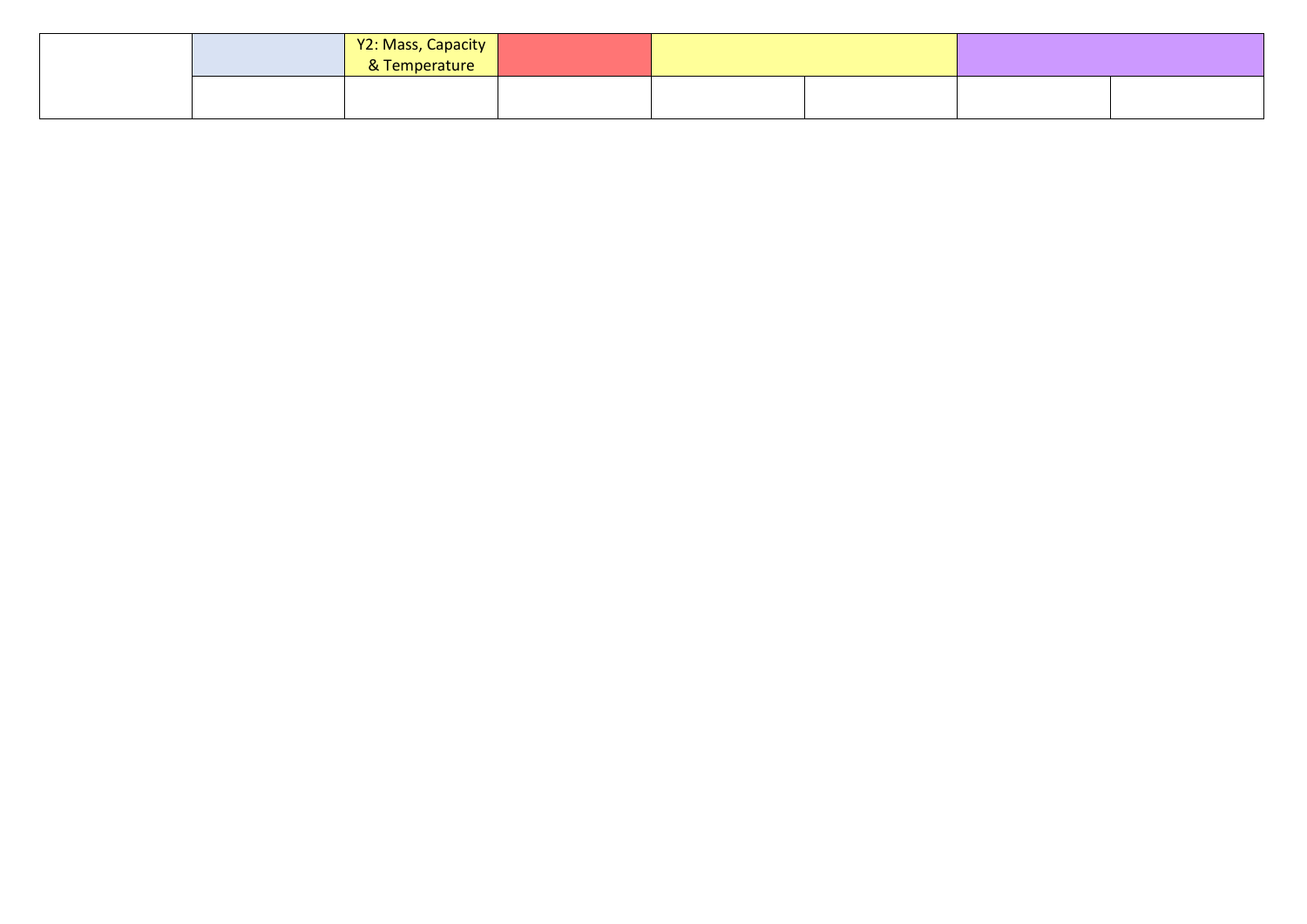| | | | | | | | |
|---|---|---|---|---|---|---|---|
| | | Y2: Mass, Capacity & Temperature | | | | | |
| | | | | | | | |